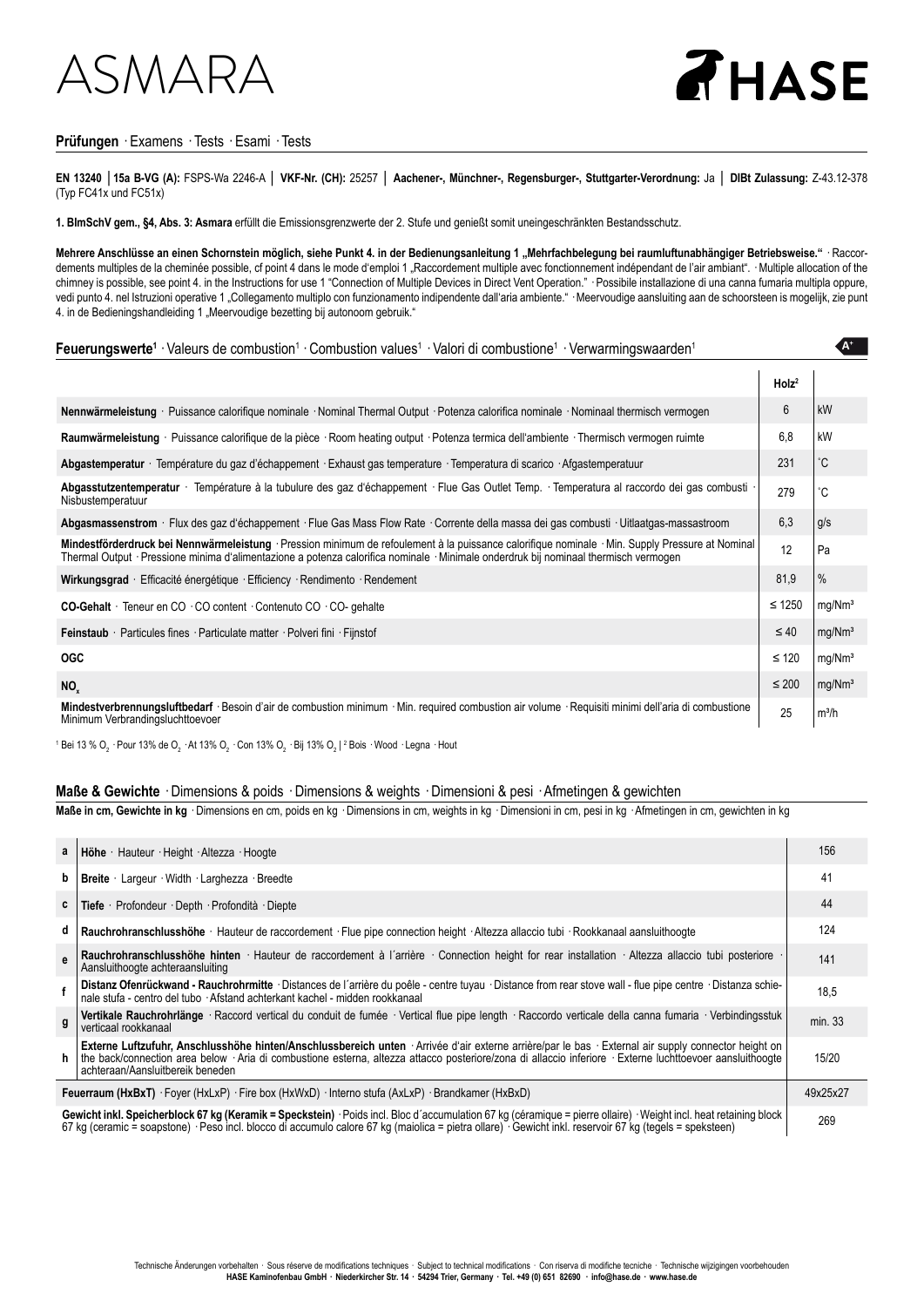# ASMARA

HASE

## Prüfungen · Examens · Tests · Esami · Tests

**EN 13240 │15a B-VG (A):** FSPS-Wa 2246-A │ **VKF-Nr. (CH):** 25257 │ **Aachener-, Münchner-, Regensburger-, Stuttgarter-Verordnung:** Ja │ **DIBt Zulassung:** Z-43.12-378 (Typ FC41x und FC51x)

**1. BImSchV gem., §4, Abs. 3: Asmara** erfüllt die Emissionsgrenzwerte der 2. Stufe und genießt somit uneingeschränkten Bestandsschutz.

**Mehrere Anschlüsse an einen Schornstein möglich, siehe Punkt 4. in der Bedienungsanleitung 1 „Mehrfachbelegung bei raumluftunabhängiger Betriebsweise."** · Raccordements multiples de la cheminée possible, cf point 4 dans le mode d'emploi 1 „Raccordement multiple avec fonctionnement indépendant de l'air ambiant". · Multiple allocation of the chimney is possible, see point 4. in the Instructions for use 1 "Connection of Multiple Devices in Direct Vent Operation." · Possibile installazione di una canna fumaria multipla oppure, vedi punto 4. nel Istruzioni operative 1 „Collegamento multiplo con funzionamento indipendente dall'aria ambiente." · Meervoudige aansluiting aan de schoorsteen is mogelijk, zie punt 4. in de Bedieningshandleiding 1 „Meervoudige bezetting bij autonoom gebruik."

## Feuerungswerte[1] · Valeurs de combustion[1] · Combustion values[1] · Valori di combustione[1] · Verwarmingswaarden[1]

A+

| | Holz[2] | |
|---|---|---|
| **Nennwärmeleistung** · Puissance calorifique nominale · Nominal Thermal Output · Potenza calorifica nominale · Nominaal thermisch vermogen | 6 | kW |
| **Raumwärmeleistung** · Puissance calorifique de la pièce · Room heating output · Potenza termica dell'ambiente · Thermisch vermogen ruimte | 6,8 | kW |
| **Abgastemperatur** · Température du gaz d'échappement · Exhaust gas temperature · Temperatura di scarico · Afgastemperatuur | 231 | °C |
| **Abgasstutzentemperatur** · Température à la tubulure des gaz d'échappement · Flue Gas Outlet Temp. · Temperatura al raccordo dei gas combusti · Nisbustemperatuur | 279 | °C |
| **Abgasmassenstrom** · Flux des gaz d'échappement · Flue Gas Mass Flow Rate · Corrente della massa dei gas combusti · Uitlaatgas-massastroom | 6,3 | g/s |
| **Mindestförderdruck bei Nennwärmeleistung** · Pression minimum de refoulement à la puissance calorifique nominale · Min. Supply Pressure at Nominal Thermal Output · Pressione minima d'alimentazione a potenza calorifica nominale · Minimale onderdruk bij nominaal thermisch vermogen | 12 | Pa |
| **Wirkungsgrad** · Efficacité énergétique · Efficiency · Rendimento · Rendement | 81,9 | % |
| **CO-Gehalt** · Teneur en CO · CO content · Contenuto CO · CO- gehalte | ≤ 1250 | mg/Nm³ |
| **Feinstaub** · Particules fines · Particulate matter · Polveri fini · Fijnstof | ≤ 40 | mg/Nm³ |
| **OGC** | ≤ 120 | mg/Nm³ |
| **$NO_x$** | ≤ 200 | mg/Nm³ |
| **Mindestverbrennungsluftbedarf** · Besoin d'air de combustion minimum · Min. required combustion air volume · Requisiti minimi dell'aria di combustione · Minimum Verbrandingsluchttoevoer | 25 | m³/h |

[1] Bei 13 % $O_2$ · Pour 13% de $O_2$ · At 13% $O_2$ · Con 13% $O_2$ · Bij 13% $O_2$ | [2] Bois · Wood · Legna · Hout

## Maße & Gewichte · Dimensions & poids · Dimensions & weights · Dimensioni & pesi · Afmetingen & gewichten

**Maße in cm, Gewichte in kg** · Dimensions en cm, poids en kg · Dimensions in cm, weights in kg · Dimensioni in cm, pesi in kg · Afmetingen in cm, gewichten in kg

| | | |
|---|---|---|
| **a** | **Höhe** · Hauteur · Height · Altezza · Hoogte | 156 |
| **b** | **Breite** · Largeur · Width · Larghezza · Breedte | 41 |
| **c** | **Tiefe** · Profondeur · Depth · Profondità · Diepte | 44 |
| **d** | **Rauchrohranschlusshöhe** · Hauteur de raccordement · Flue pipe connection height · Altezza allaccio tubi · Rookkanaal aansluithoogte | 124 |
| **e** | **Rauchrohranschlusshöhe hinten** · Hauteur de raccordement à l´arrière · Connection height for rear installation · Altezza allaccio tubi posteriore · Aansluithoogte achteraansluiting | 141 |
| **f** | **Distanz Ofenrückwand - Rauchrohrmitte** · Distances de l´arrière du poêle - centre tuyau · Distance from rear stove wall - flue pipe centre · Distanza schienale stufa - centro del tubo · Afstand achterkant kachel - midden rookkanaal | 18,5 |
| **g** | **Vertikale Rauchrohrlänge** · Raccord vertical du conduit de fumée · Vertical flue pipe length · Raccordo verticale della canna fumaria · Verbindingsstuk verticaal rookkanaal | min. 33 |
| **h** | **Externe Luftzufuhr, Anschlusshöhe hinten/Anschlussbereich unten** · Arrivée d'air externe arrière/par le bas · External air supply connector height on the back/connection area below · Aria di combustione esterna, altezza attacco posteriore/zona di allaccio inferiore · Externe luchttoevoer aansluithoogte achteraan/Aansluitbereik beneden | 15/20 |
| | **Feuerraum (HxBxT)** · Foyer (HxLxP) · Fire box (HxWxD) · Interno stufa (AxLxP) · Brandkamer (HxBxD) | 49x25x27 |
| | **Gewicht inkl. Speicherblock 67 kg (Keramik = Speckstein)** · Poids incl. Bloc d´accumulation 67 kg (céramique = pierre ollaire) · Weight incl. heat retaining block 67 kg (ceramic = soapstone) · Peso incl. blocco di accumulo calore 67 kg (maiolica = pietra ollare) · Gewicht inkl. reservoir 67 kg (tegels = speksteen) | 269 |

Technische Änderungen vorbehalten · Sous réserve de modifications techniques · Subject to technical modifications · Con riserva di modifiche tecniche · Technische wijzigingen voorbehouden
**HASE Kaminofenbau GmbH · Niederkircher Str. 14 · 54294 Trier, Germany · Tel. +49 (0) 651 82690 · info@hase.de · www.hase.de**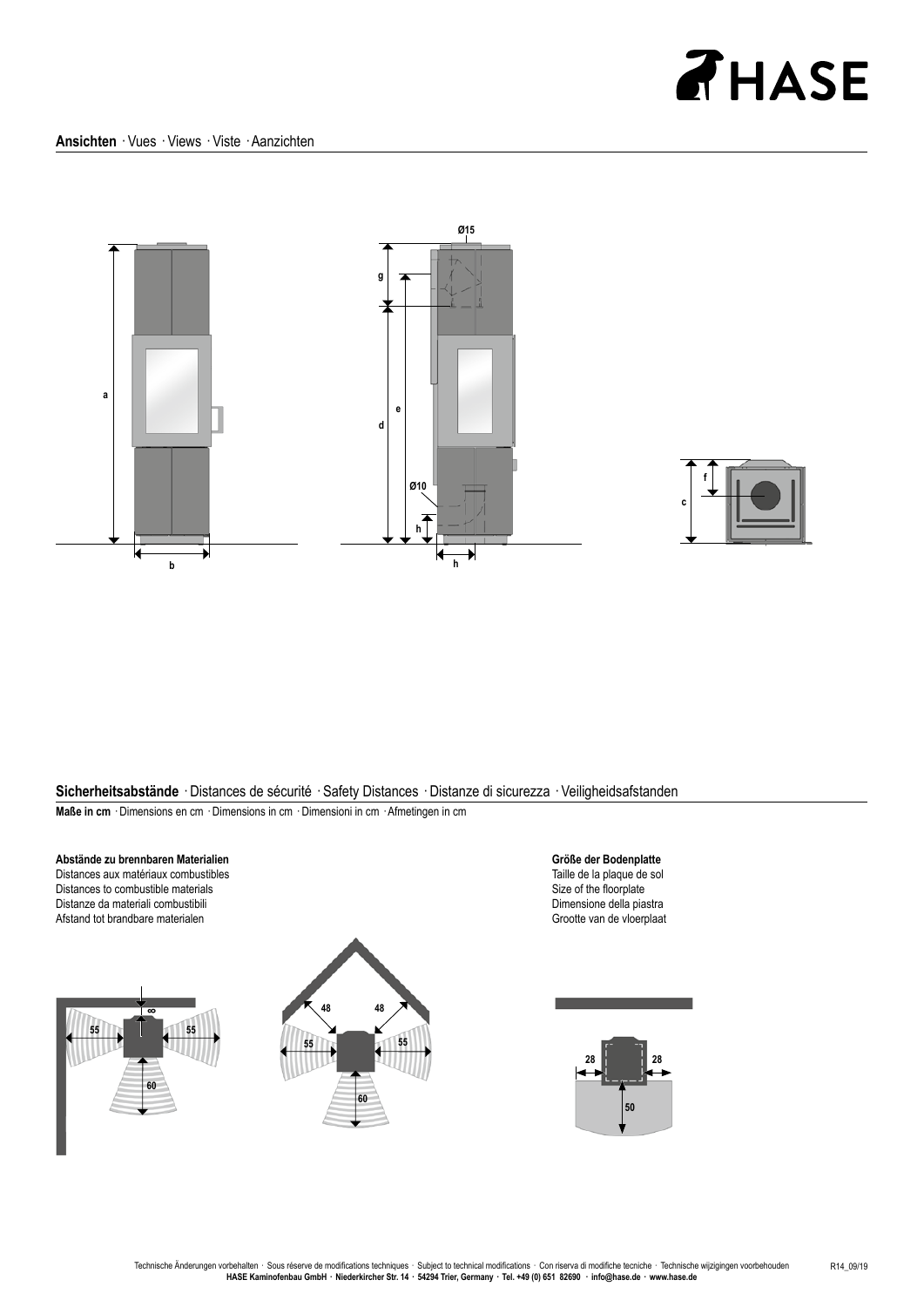## **Ansichten** · Vues · Views · Viste · Aanzichten

## **Sicherheitsabstände** · Distances de sécurité · Safety Distances · Distanze di sicurezza · Veiligheidsafstanden

**Maße in cm** · Dimensions en cm · Dimensions in cm · Dimensioni in cm · Afmetingen in cm

**Abstände zu brennbaren Materialien**
Distances aux matériaux combustibles
Distances to combustible materials
Distanze da materiali combustibili
Afstand tot brandbare materialen

**Größe der Bodenplatte**
Taille de la plaque de sol
Size of the floorplate
Dimensione della piastra
Grootte van de vloerplaat

Technische Änderungen vorbehalten · Sous réserve de modifications techniques · Subject to technical modifications · Con riserva di modifiche tecniche · Technische wijzigingen voorbehouden

**HASE Kaminofenbau GmbH · Niederkircher Str. 14 · 54294 Trier, Germany · Tel. +49 (0) 651 82690 · info@hase.de · www.hase.de**

R14_09/19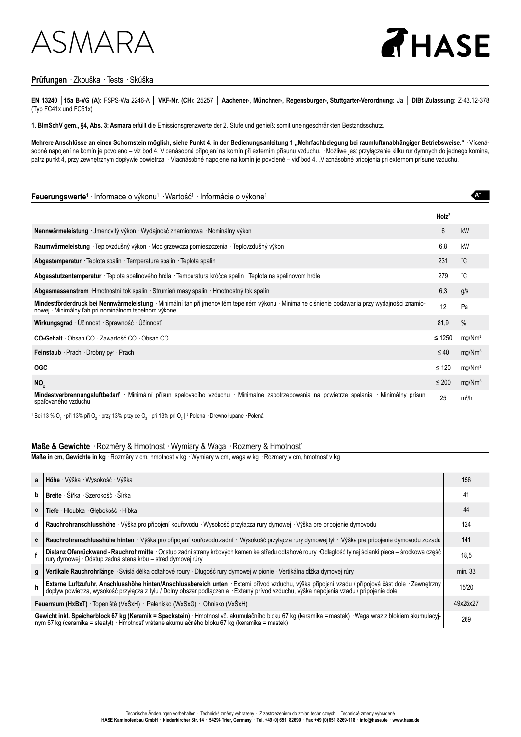# ASMARA

HASE

## **Prüfungen** · Zkouška · Tests · Skúška

**EN 13240 │15a B-VG (A):** FSPS-Wa 2246-A **│ VKF-Nr. (CH):** 25257 **│ Aachener-, Münchner-, Regensburger-, Stuttgarter-Verordnung:** Ja **│ DIBt Zulassung:** Z-43.12-378 (Typ FC41x und FC51x)

**1. BImSchV gem., §4, Abs. 3: Asmara** erfüllt die Emissionsgrenzwerte der 2. Stufe und genießt somit uneingeschränkten Bestandsschutz.

**Mehrere Anschlüsse an einen Schornstein möglich, siehe Punkt 4. in der Bedienungsanleitung 1 „Mehrfachbelegung bei raumluftunabhängiger Betriebsweise."** · Vícenásobné napojení na komín je povoleno – viz bod 4. Vícenásobná připojení na komín při externím přísunu vzduchu. · Możliwe jest przyłączenie kilku rur dymnych do jednego komina, patrz punkt 4, przy zewnętrznym dopływie powietrza. · Viacnásobné napojene na komín je povolené – viď bod 4. „Viacnásobné pripojenia pri externom prísune vzduchu.

## **Feuerungswerte**[1] · Informace o výkonu[1] · Wartość[1] · Informácie o výkone[1]

A+

| | Holz[2] | |
|---|---|---|
| **Nennwärmeleistung** · Jmenovitý výkon · Wydajność znamionowa · Nominálny výkon | 6 | kW |
| **Raumwärmeleistung** · Teplovzdušný výkon · Moc grzewcza pomieszczenia · Teplovzdušný výkon | 6,8 | kW |
| **Abgastemperatur** · Teplota spalin · Temperatura spalin · Teplota spalin | 231 | °C |
| **Abgasstutzentemperatur** · Teplota spalinového hrdla · Temperatura króćca spalin · Teplota na spalinovom hrdle | 279 | °C |
| **Abgasmassenstrom** ·Hmotnostní tok spalin · Strumień masy spalin · Hmotnostný tok spalín | 6,3 | g/s |
| **Mindestförderdruck bei Nennwärmeleistung** · Minimální tah při jmenovitém tepelném výkonu · Minimalne ciśnienie podawania przy wydajności znamionowej · Minimálny ťah pri nominálnom tepelnom výkone | 12 | Pa |
| **Wirkungsgrad** · Účinnost · Sprawność · Účinnosť | 81,9 | % |
| **CO-Gehalt** · Obsah CO · Zawartość CO · Obsah CO | ≤ 1250 | mg/Nm³ |
| **Feinstaub** · Prach · Drobny pył · Prach | ≤ 40 | mg/Nm³ |
| **OGC** | ≤ 120 | mg/Nm³ |
| **$NO_x$** | ≤ 200 | mg/Nm³ |
| **Mindestverbrennungsluftbedarf** · Minimální přísun spalovacího vzduchu · Minimalne zapotrzebowania na powietrze spalania · Minimálny prísun spaľovaného vzduchu | 25 | m³/h |

[1] Bei 13 % $O_2$ · při 13% při $O_2$ · przy 13% przy de $O_2$ · pri 13% pri $O_2$ | [2] Polena · Drewno łupane · Polená

## **Maße & Gewichte** · Rozměry & Hmotnost · Wymiary & Waga · Rozmery & Hmotnosť

**Maße in cm, Gewichte in kg** · Rozměry v cm, hmotnost v kg · Wymiary w cm, waga w kg · Rozmery v cm, hmotnosť v kg

| | | |
|---|---|---|
| **a** | **Höhe** · Výška · Wysokość · Výška | 156 |
| **b** | **Breite** · Šířka · Szerokość · Šírka | 41 |
| **c** | **Tiefe** · Hloubka · Głębokość · Hĺbka | 44 |
| **d** | **Rauchrohranschlusshöhe** · Výška pro připojení kouřovodu · Wysokość przyłącza rury dymowej · Výška pre pripojenie dymovodu | 124 |
| **e** | **Rauchrohranschlusshöhe hinten** · Výška pro připojení kouřovodu zadní · Wysokość przyłącza rury dymowej tył · Výška pre pripojenie dymovodu zozadu | 141 |
| **f** | **Distanz Ofenrückwand - Rauchrohrmitte** · Odstup zadní strany krbových kamen ke středu odtahové roury ·Odległość tylnej ścianki pieca – środkowa część rury dymowej · Odstup zadná stena krbu – stred dymovej rúry | 18,5 |
| **g** | **Vertikale Rauchrohrlänge** · Svislá délka odtahové roury · Długość rury dymowej w pionie · Vertikálna dĺžka dymovej rúry | min. 33 |
| **h** | **Externe Luftzufuhr, Anschlusshöhe hinten/Anschlussbereich unten** · Externí přívod vzduchu, výška připojení vzadu / přípojová část dole · Zewnętrzny dopływ powietrza, wysokość przyłącza z tyłu / Dolny obszar podłączenia · Externý prívod vzduchu, výška napojenia vzadu / pripojenie dole | 15/20 |
| **Feuerraum (HxBxT)** · Topeniště (VxŠxH) · Palenisko (WxSxG) · Ohnisko (VxŠxH) | | 49x25x27 |
| **Gewicht inkl. Speicherblock 67 kg (Keramik = Speckstein)** · Hmotnost vč. akumulačního bloku 67 kg (keramika = mastek) · Waga wraz z blokiem akumulacyjnym 67 kg (ceramika = steatyt) · Hmotnosť vrátane akumulačného bloku 67 kg (keramika = mastek) | | 269 |

Technische Änderungen vorbehalten · Technické změny vyhrazeny · Z zastrzeżeniem do zmian technicznych · Technické zmeny vyhradené
**HASE Kaminofenbau GmbH · Niederkircher Str. 14 · 54294 Trier, Germany · Tel. +49 (0) 651 82690 · Fax +49 (0) 651 8269-118 · info@hase.de · www.hase.de**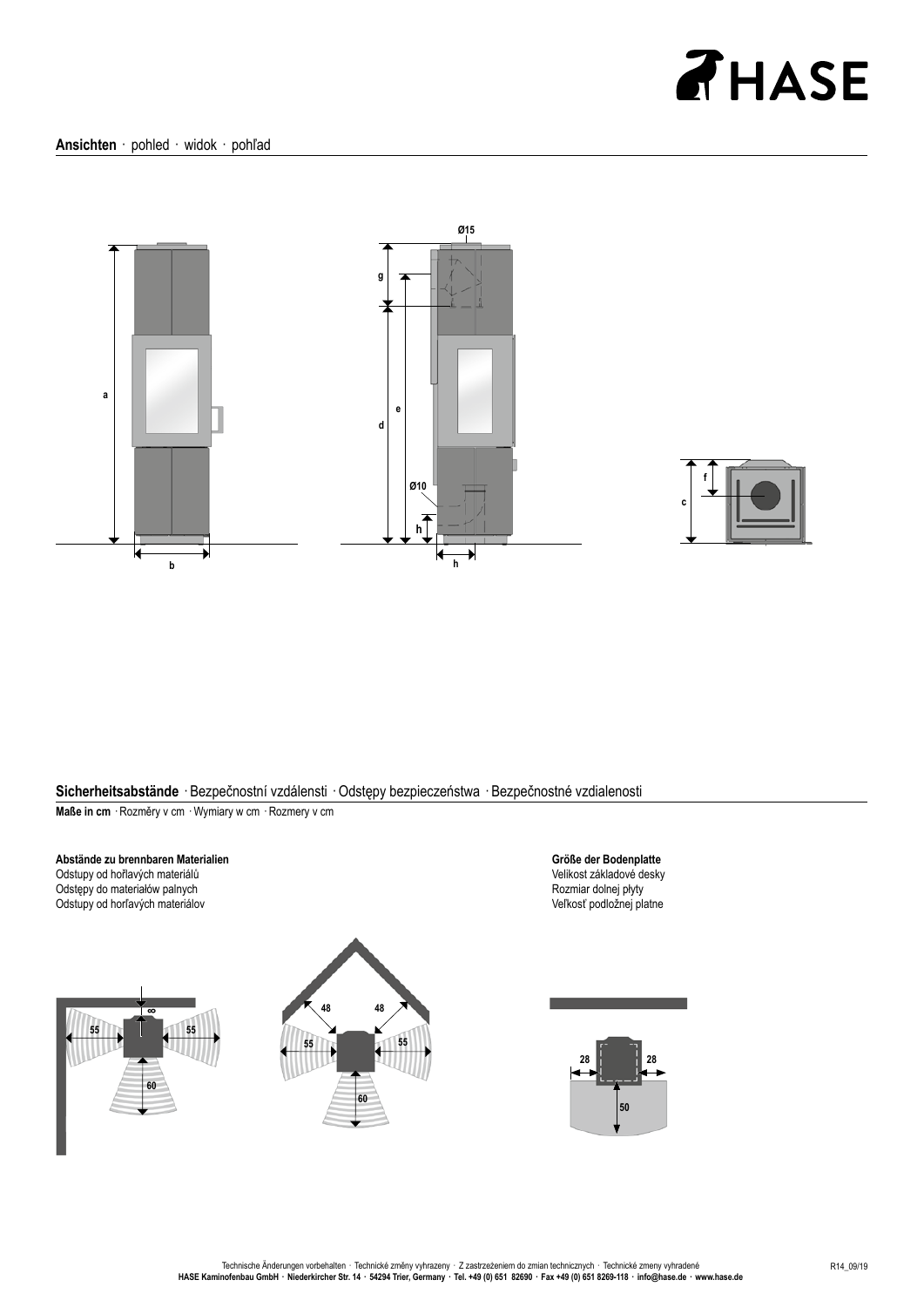**Ansichten** · pohled · widok · pohľad

Ø15

a

b

g

e

d

Ø10

h

h

f

c

**Sicherheitsabstände** · Bezpečnostní vzdálensti · Odstępy bezpieczeństwa · Bezpečnostné vzdialenosti

**Maße in cm** · Rozměry v cm · Wymiary w cm · Rozmery v cm

**Abstände zu brennbaren Materialien**
Odstupy od hořlavých materiálů
Odstępy do materiałów palnych
Odstupy od horľavých materiálov

∞

55

55

60

48

48

55

55

60

**Größe der Bodenplatte**
Velikost základové desky
Rozmiar dolnej płyty
Veľkosť podložnej platne

28

28

50

Technische Änderungen vorbehalten · Technické změny vyhrazeny · Z zastrzeżeniem do zmian technicznych · Technické zmeny vyhradené
**HASE Kaminofenbau GmbH · Niederkircher Str. 14 · 54294 Trier, Germany · Tel. +49 (0) 651 82690 · Fax +49 (0) 651 8269-118 · info@hase.de · www.hase.de**

R14_09/19